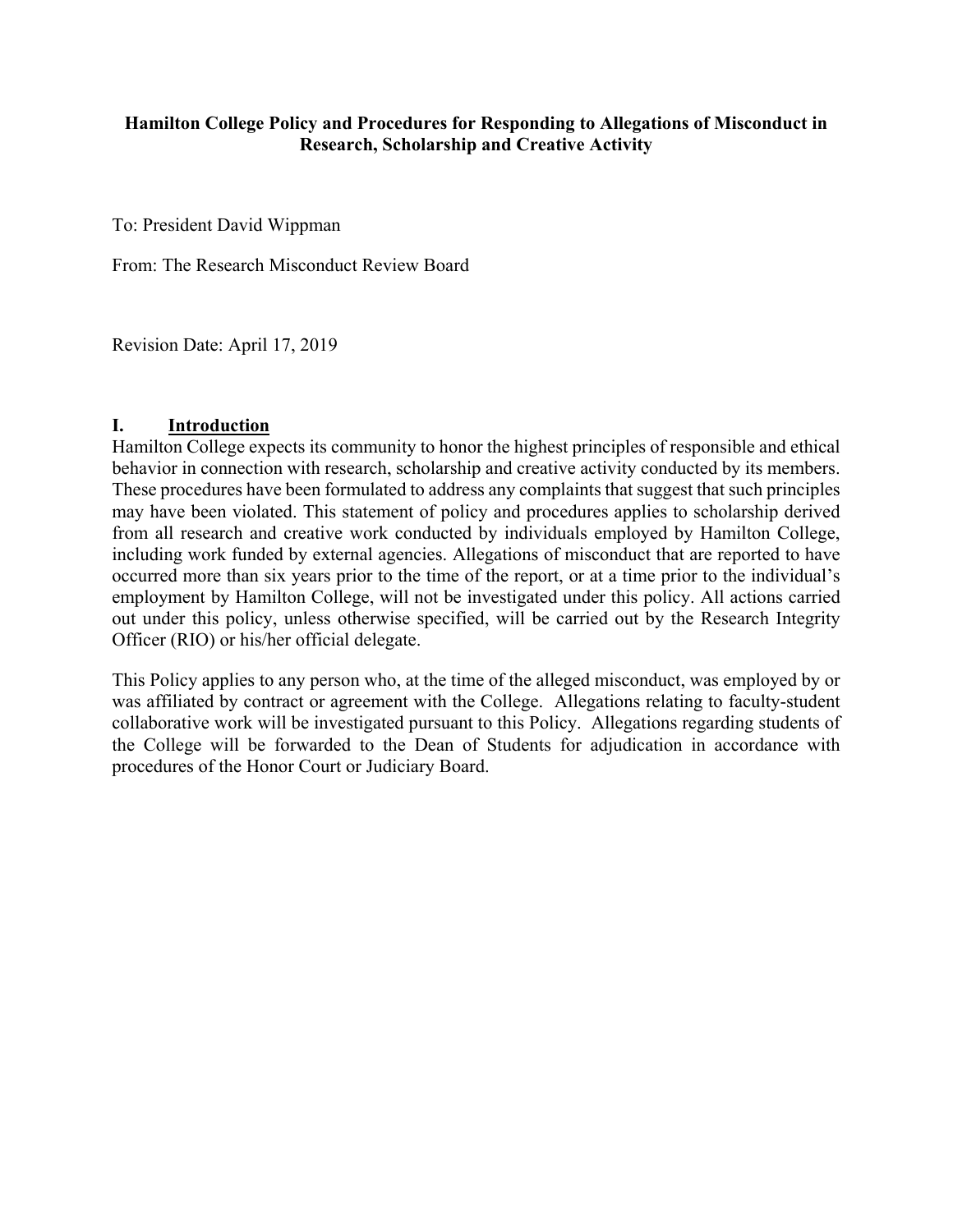**Hamilton College Policy and Procedures for Responding to Allegations of Misconduct in Research, Scholarship and Creative Activity**

To: President David Wippman

From: The Research Misconduct Review Board

Revision Date: April 17, 2019

## I. Introduction

Hamilton College expects its community to honor the highest principles of responsible and ethical behavior in connection with research, scholarship and creative activity conducted by its members. These procedures have been formulated to address any complaints that suggest that such principles may have been violated. This statement of policy and procedures applies to scholarship derived from all research and creative work conducted by individuals employed by Hamilton College, including work funded by external agencies. Allegations of misconduct that are reported to have occurred more than six years prior to the time of the report, or at a time prior to the individual's employment by Hamilton College, will not be investigated under this policy. All actions carried out under this policy, unless otherwise specified, will be carried out by the Research Integrity Officer (RIO) or his/her official delegate.

This Policy applies to any person who, at the time of the alleged misconduct, was employed by or was affiliated by contract or agreement with the College. Allegations relating to faculty-student collaborative work will be investigated pursuant to this Policy. Allegations regarding students of the College will be forwarded to the Dean of Students for adjudication in accordance with procedures of the Honor Court or Judiciary Board.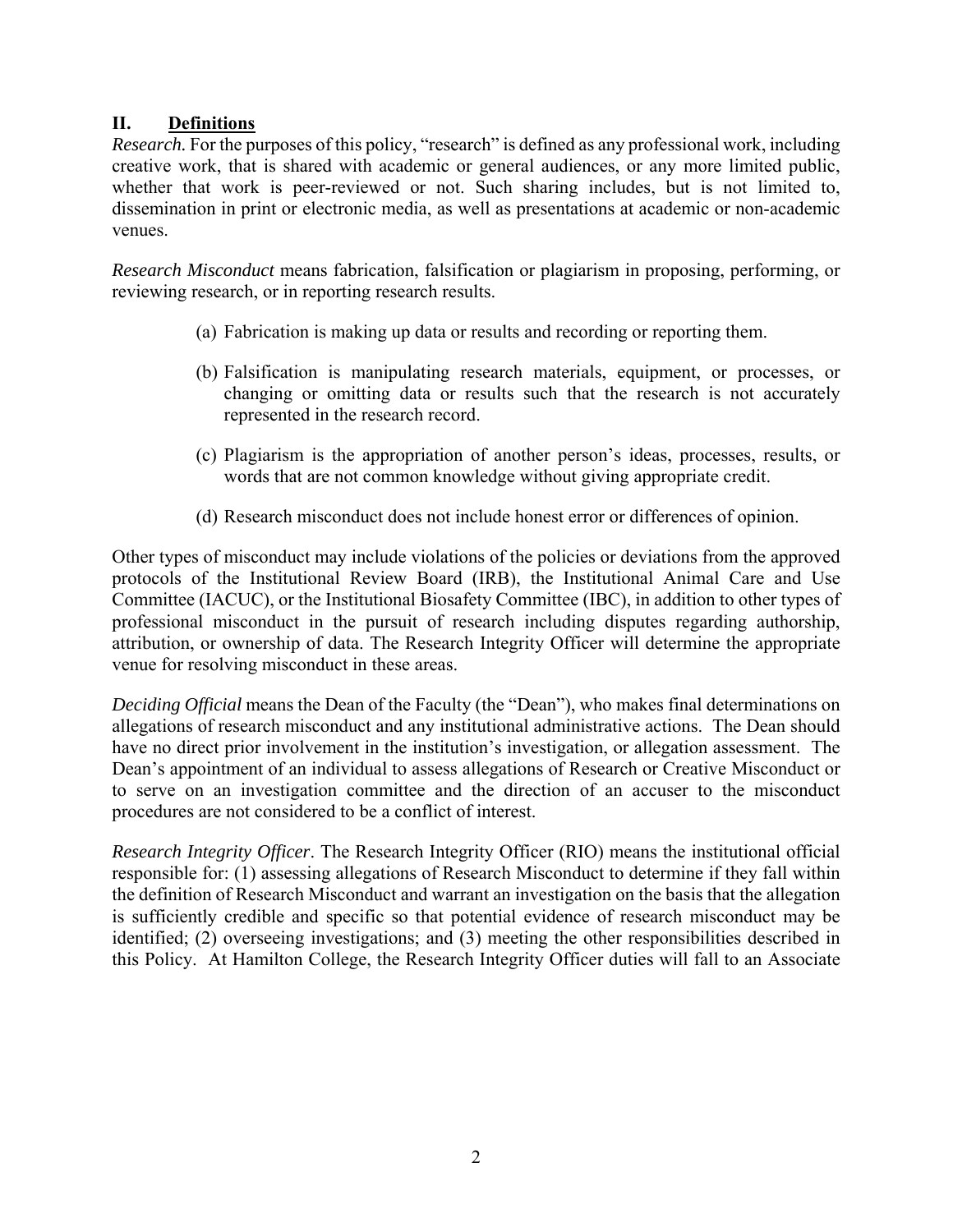## II. Definitions

*Research.* For the purposes of this policy, "research" is defined as any professional work, including creative work, that is shared with academic or general audiences, or any more limited public, whether that work is peer-reviewed or not. Such sharing includes, but is not limited to, dissemination in print or electronic media, as well as presentations at academic or non-academic venues.

*Research Misconduct* means fabrication, falsification or plagiarism in proposing, performing, or reviewing research, or in reporting research results.

(a) Fabrication is making up data or results and recording or reporting them.

(b) Falsification is manipulating research materials, equipment, or processes, or changing or omitting data or results such that the research is not accurately represented in the research record.

(c) Plagiarism is the appropriation of another person's ideas, processes, results, or words that are not common knowledge without giving appropriate credit.

(d) Research misconduct does not include honest error or differences of opinion.

Other types of misconduct may include violations of the policies or deviations from the approved protocols of the Institutional Review Board (IRB), the Institutional Animal Care and Use Committee (IACUC), or the Institutional Biosafety Committee (IBC), in addition to other types of professional misconduct in the pursuit of research including disputes regarding authorship, attribution, or ownership of data. The Research Integrity Officer will determine the appropriate venue for resolving misconduct in these areas.

*Deciding Official* means the Dean of the Faculty (the "Dean"), who makes final determinations on allegations of research misconduct and any institutional administrative actions. The Dean should have no direct prior involvement in the institution's investigation, or allegation assessment. The Dean's appointment of an individual to assess allegations of Research or Creative Misconduct or to serve on an investigation committee and the direction of an accuser to the misconduct procedures are not considered to be a conflict of interest.

*Research Integrity Officer*. The Research Integrity Officer (RIO) means the institutional official responsible for: (1) assessing allegations of Research Misconduct to determine if they fall within the definition of Research Misconduct and warrant an investigation on the basis that the allegation is sufficiently credible and specific so that potential evidence of research misconduct may be identified; (2) overseeing investigations; and (3) meeting the other responsibilities described in this Policy. At Hamilton College, the Research Integrity Officer duties will fall to an Associate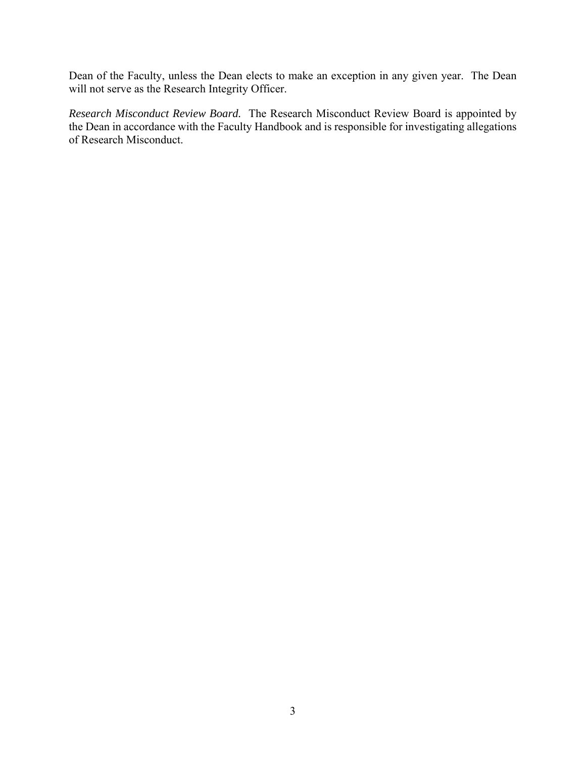Dean of the Faculty, unless the Dean elects to make an exception in any given year. The Dean will not serve as the Research Integrity Officer.

*Research Misconduct Review Board.* The Research Misconduct Review Board is appointed by the Dean in accordance with the Faculty Handbook and is responsible for investigating allegations of Research Misconduct.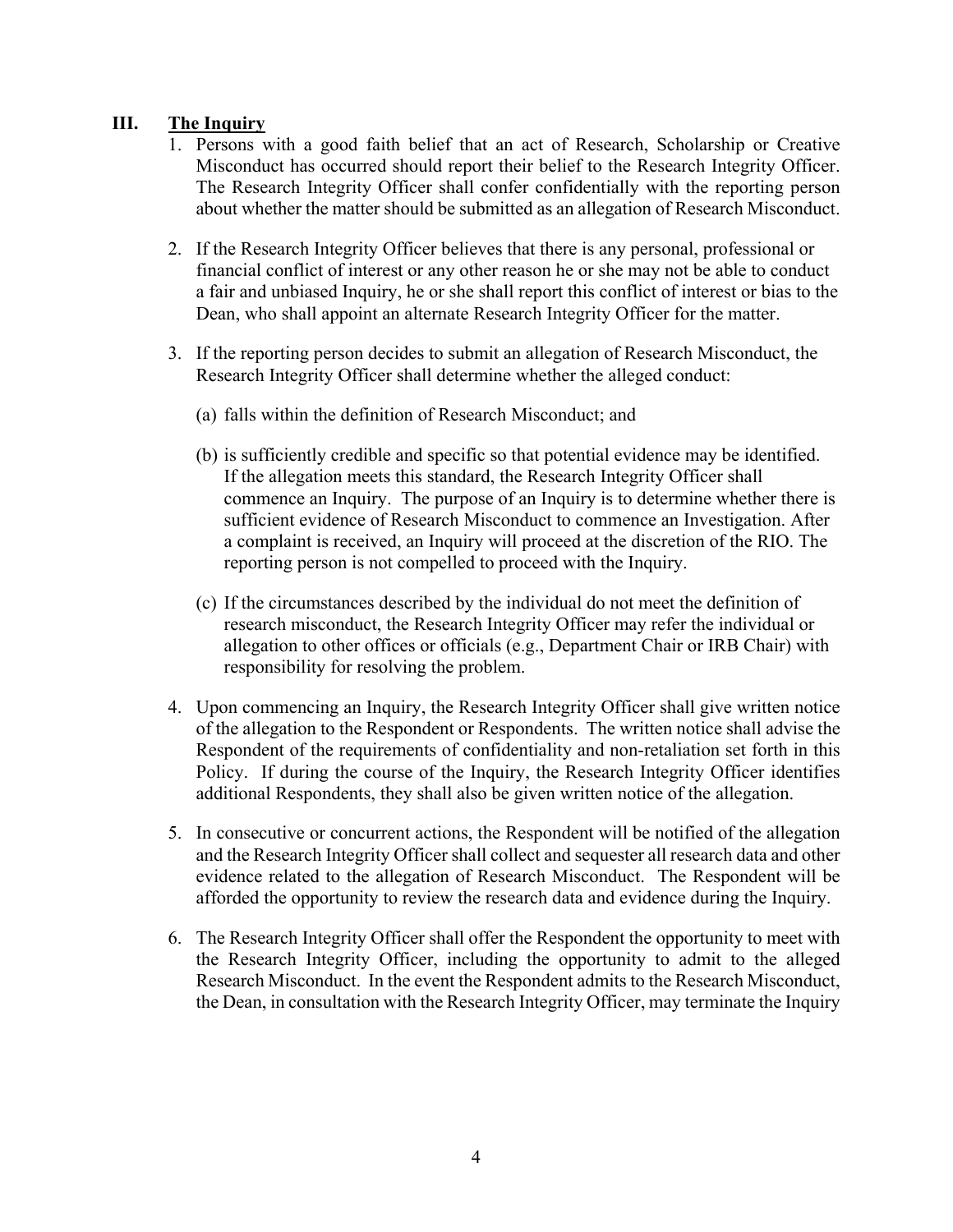## III. **The Inquiry**

1. Persons with a good faith belief that an act of Research, Scholarship or Creative Misconduct has occurred should report their belief to the Research Integrity Officer. The Research Integrity Officer shall confer confidentially with the reporting person about whether the matter should be submitted as an allegation of Research Misconduct.

2. If the Research Integrity Officer believes that there is any personal, professional or financial conflict of interest or any other reason he or she may not be able to conduct a fair and unbiased Inquiry, he or she shall report this conflict of interest or bias to the Dean, who shall appoint an alternate Research Integrity Officer for the matter.

3. If the reporting person decides to submit an allegation of Research Misconduct, the Research Integrity Officer shall determine whether the alleged conduct:

   (a) falls within the definition of Research Misconduct; and

   (b) is sufficiently credible and specific so that potential evidence may be identified. If the allegation meets this standard, the Research Integrity Officer shall commence an Inquiry. The purpose of an Inquiry is to determine whether there is sufficient evidence of Research Misconduct to commence an Investigation. After a complaint is received, an Inquiry will proceed at the discretion of the RIO. The reporting person is not compelled to proceed with the Inquiry.

   (c) If the circumstances described by the individual do not meet the definition of research misconduct, the Research Integrity Officer may refer the individual or allegation to other offices or officials (e.g., Department Chair or IRB Chair) with responsibility for resolving the problem.

4. Upon commencing an Inquiry, the Research Integrity Officer shall give written notice of the allegation to the Respondent or Respondents. The written notice shall advise the Respondent of the requirements of confidentiality and non-retaliation set forth in this Policy. If during the course of the Inquiry, the Research Integrity Officer identifies additional Respondents, they shall also be given written notice of the allegation.

5. In consecutive or concurrent actions, the Respondent will be notified of the allegation and the Research Integrity Officer shall collect and sequester all research data and other evidence related to the allegation of Research Misconduct. The Respondent will be afforded the opportunity to review the research data and evidence during the Inquiry.

6. The Research Integrity Officer shall offer the Respondent the opportunity to meet with the Research Integrity Officer, including the opportunity to admit to the alleged Research Misconduct. In the event the Respondent admits to the Research Misconduct, the Dean, in consultation with the Research Integrity Officer, may terminate the Inquiry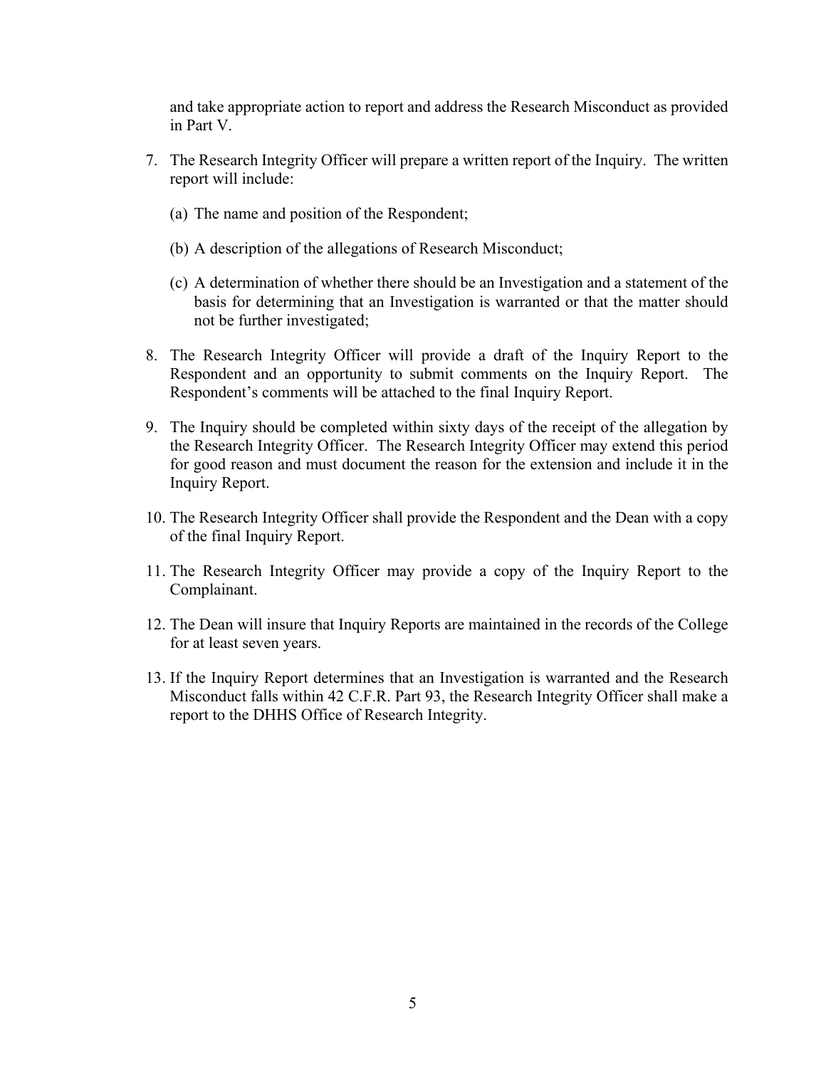and take appropriate action to report and address the Research Misconduct as provided in Part V.

7. The Research Integrity Officer will prepare a written report of the Inquiry. The written report will include:

   (a) The name and position of the Respondent;

   (b) A description of the allegations of Research Misconduct;

   (c) A determination of whether there should be an Investigation and a statement of the basis for determining that an Investigation is warranted or that the matter should not be further investigated;

8. The Research Integrity Officer will provide a draft of the Inquiry Report to the Respondent and an opportunity to submit comments on the Inquiry Report. The Respondent's comments will be attached to the final Inquiry Report.

9. The Inquiry should be completed within sixty days of the receipt of the allegation by the Research Integrity Officer. The Research Integrity Officer may extend this period for good reason and must document the reason for the extension and include it in the Inquiry Report.

10. The Research Integrity Officer shall provide the Respondent and the Dean with a copy of the final Inquiry Report.

11. The Research Integrity Officer may provide a copy of the Inquiry Report to the Complainant.

12. The Dean will insure that Inquiry Reports are maintained in the records of the College for at least seven years.

13. If the Inquiry Report determines that an Investigation is warranted and the Research Misconduct falls within 42 C.F.R. Part 93, the Research Integrity Officer shall make a report to the DHHS Office of Research Integrity.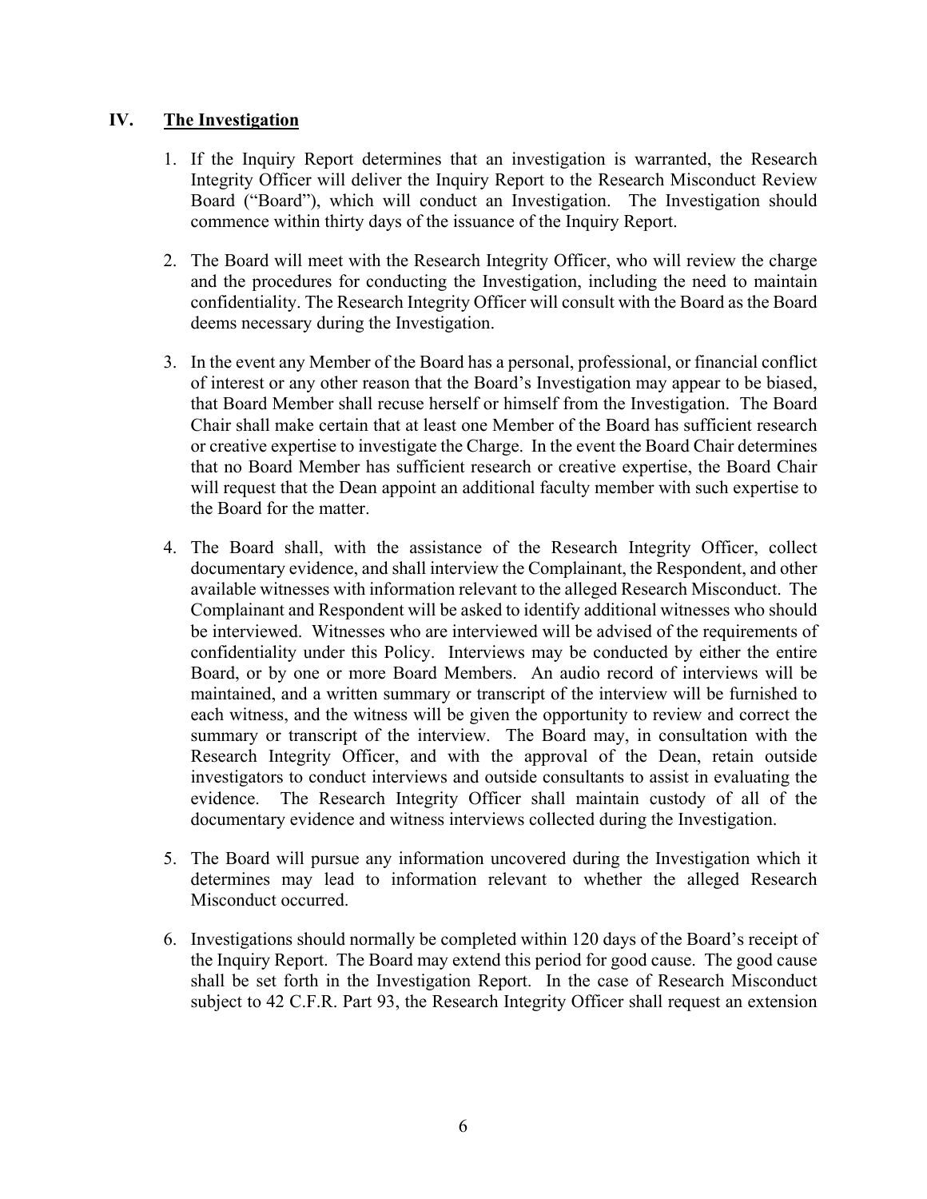## IV. The Investigation

1. If the Inquiry Report determines that an investigation is warranted, the Research Integrity Officer will deliver the Inquiry Report to the Research Misconduct Review Board ("Board"), which will conduct an Investigation. The Investigation should commence within thirty days of the issuance of the Inquiry Report.

2. The Board will meet with the Research Integrity Officer, who will review the charge and the procedures for conducting the Investigation, including the need to maintain confidentiality. The Research Integrity Officer will consult with the Board as the Board deems necessary during the Investigation.

3. In the event any Member of the Board has a personal, professional, or financial conflict of interest or any other reason that the Board's Investigation may appear to be biased, that Board Member shall recuse herself or himself from the Investigation. The Board Chair shall make certain that at least one Member of the Board has sufficient research or creative expertise to investigate the Charge. In the event the Board Chair determines that no Board Member has sufficient research or creative expertise, the Board Chair will request that the Dean appoint an additional faculty member with such expertise to the Board for the matter.

4. The Board shall, with the assistance of the Research Integrity Officer, collect documentary evidence, and shall interview the Complainant, the Respondent, and other available witnesses with information relevant to the alleged Research Misconduct. The Complainant and Respondent will be asked to identify additional witnesses who should be interviewed. Witnesses who are interviewed will be advised of the requirements of confidentiality under this Policy. Interviews may be conducted by either the entire Board, or by one or more Board Members. An audio record of interviews will be maintained, and a written summary or transcript of the interview will be furnished to each witness, and the witness will be given the opportunity to review and correct the summary or transcript of the interview. The Board may, in consultation with the Research Integrity Officer, and with the approval of the Dean, retain outside investigators to conduct interviews and outside consultants to assist in evaluating the evidence. The Research Integrity Officer shall maintain custody of all of the documentary evidence and witness interviews collected during the Investigation.

5. The Board will pursue any information uncovered during the Investigation which it determines may lead to information relevant to whether the alleged Research Misconduct occurred.

6. Investigations should normally be completed within 120 days of the Board's receipt of the Inquiry Report. The Board may extend this period for good cause. The good cause shall be set forth in the Investigation Report. In the case of Research Misconduct subject to 42 C.F.R. Part 93, the Research Integrity Officer shall request an extension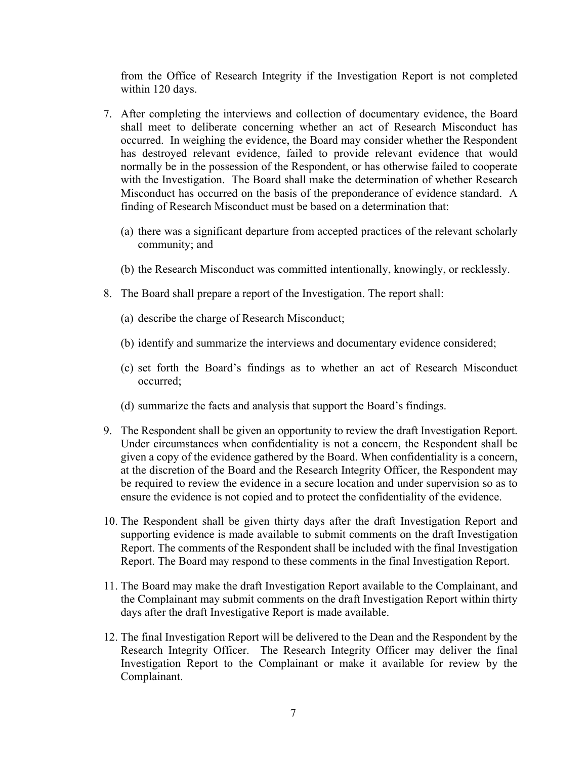from the Office of Research Integrity if the Investigation Report is not completed within 120 days.

7. After completing the interviews and collection of documentary evidence, the Board shall meet to deliberate concerning whether an act of Research Misconduct has occurred. In weighing the evidence, the Board may consider whether the Respondent has destroyed relevant evidence, failed to provide relevant evidence that would normally be in the possession of the Respondent, or has otherwise failed to cooperate with the Investigation. The Board shall make the determination of whether Research Misconduct has occurred on the basis of the preponderance of evidence standard. A finding of Research Misconduct must be based on a determination that:

   (a) there was a significant departure from accepted practices of the relevant scholarly community; and

   (b) the Research Misconduct was committed intentionally, knowingly, or recklessly.

8. The Board shall prepare a report of the Investigation. The report shall:

   (a) describe the charge of Research Misconduct;

   (b) identify and summarize the interviews and documentary evidence considered;

   (c) set forth the Board's findings as to whether an act of Research Misconduct occurred;

   (d) summarize the facts and analysis that support the Board's findings.

9. The Respondent shall be given an opportunity to review the draft Investigation Report. Under circumstances when confidentiality is not a concern, the Respondent shall be given a copy of the evidence gathered by the Board. When confidentiality is a concern, at the discretion of the Board and the Research Integrity Officer, the Respondent may be required to review the evidence in a secure location and under supervision so as to ensure the evidence is not copied and to protect the confidentiality of the evidence.

10. The Respondent shall be given thirty days after the draft Investigation Report and supporting evidence is made available to submit comments on the draft Investigation Report. The comments of the Respondent shall be included with the final Investigation Report. The Board may respond to these comments in the final Investigation Report.

11. The Board may make the draft Investigation Report available to the Complainant, and the Complainant may submit comments on the draft Investigation Report within thirty days after the draft Investigative Report is made available.

12. The final Investigation Report will be delivered to the Dean and the Respondent by the Research Integrity Officer. The Research Integrity Officer may deliver the final Investigation Report to the Complainant or make it available for review by the Complainant.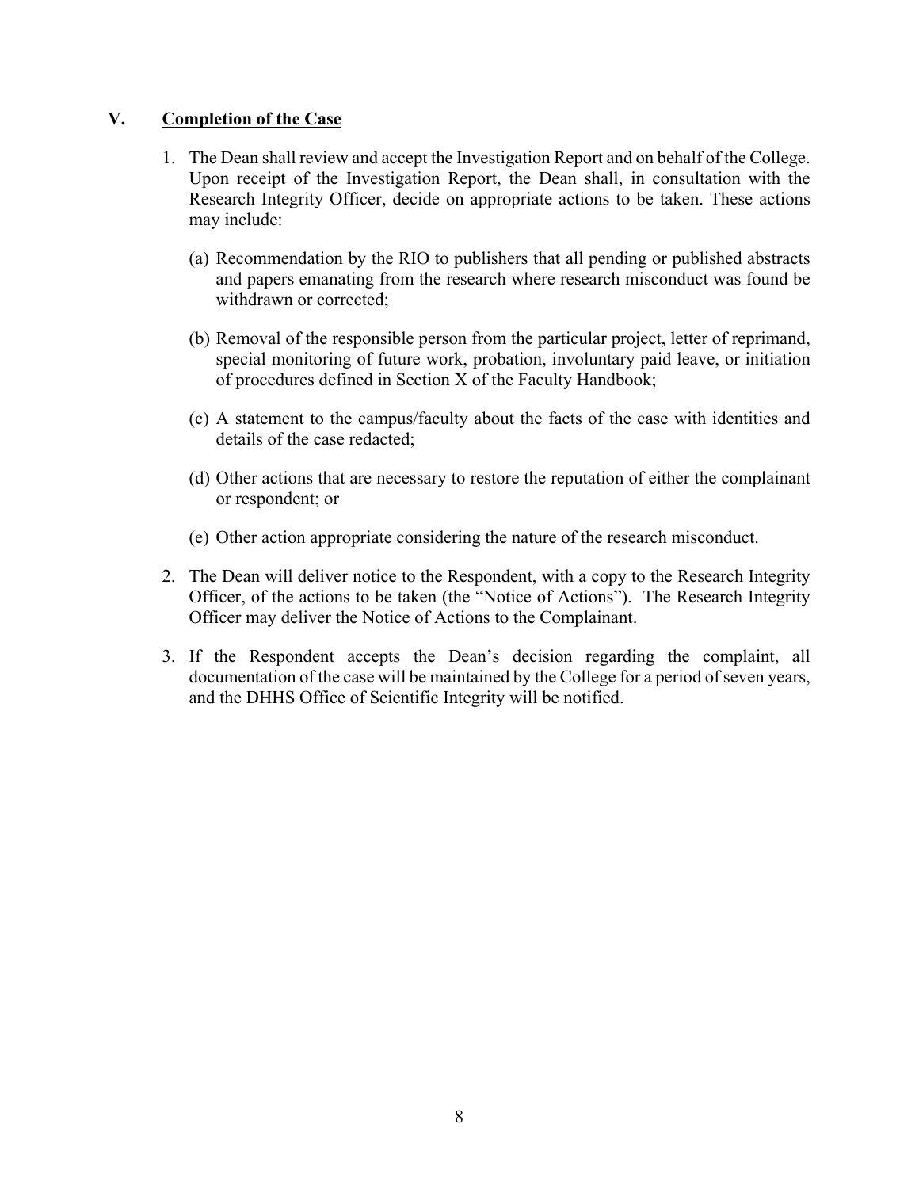## V. Completion of the Case

1. The Dean shall review and accept the Investigation Report and on behalf of the College. Upon receipt of the Investigation Report, the Dean shall, in consultation with the Research Integrity Officer, decide on appropriate actions to be taken. These actions may include:

   (a) Recommendation by the RIO to publishers that all pending or published abstracts and papers emanating from the research where research misconduct was found be withdrawn or corrected;

   (b) Removal of the responsible person from the particular project, letter of reprimand, special monitoring of future work, probation, involuntary paid leave, or initiation of procedures defined in Section X of the Faculty Handbook;

   (c) A statement to the campus/faculty about the facts of the case with identities and details of the case redacted;

   (d) Other actions that are necessary to restore the reputation of either the complainant or respondent; or

   (e) Other action appropriate considering the nature of the research misconduct.

2. The Dean will deliver notice to the Respondent, with a copy to the Research Integrity Officer, of the actions to be taken (the "Notice of Actions"). The Research Integrity Officer may deliver the Notice of Actions to the Complainant.

3. If the Respondent accepts the Dean's decision regarding the complaint, all documentation of the case will be maintained by the College for a period of seven years, and the DHHS Office of Scientific Integrity will be notified.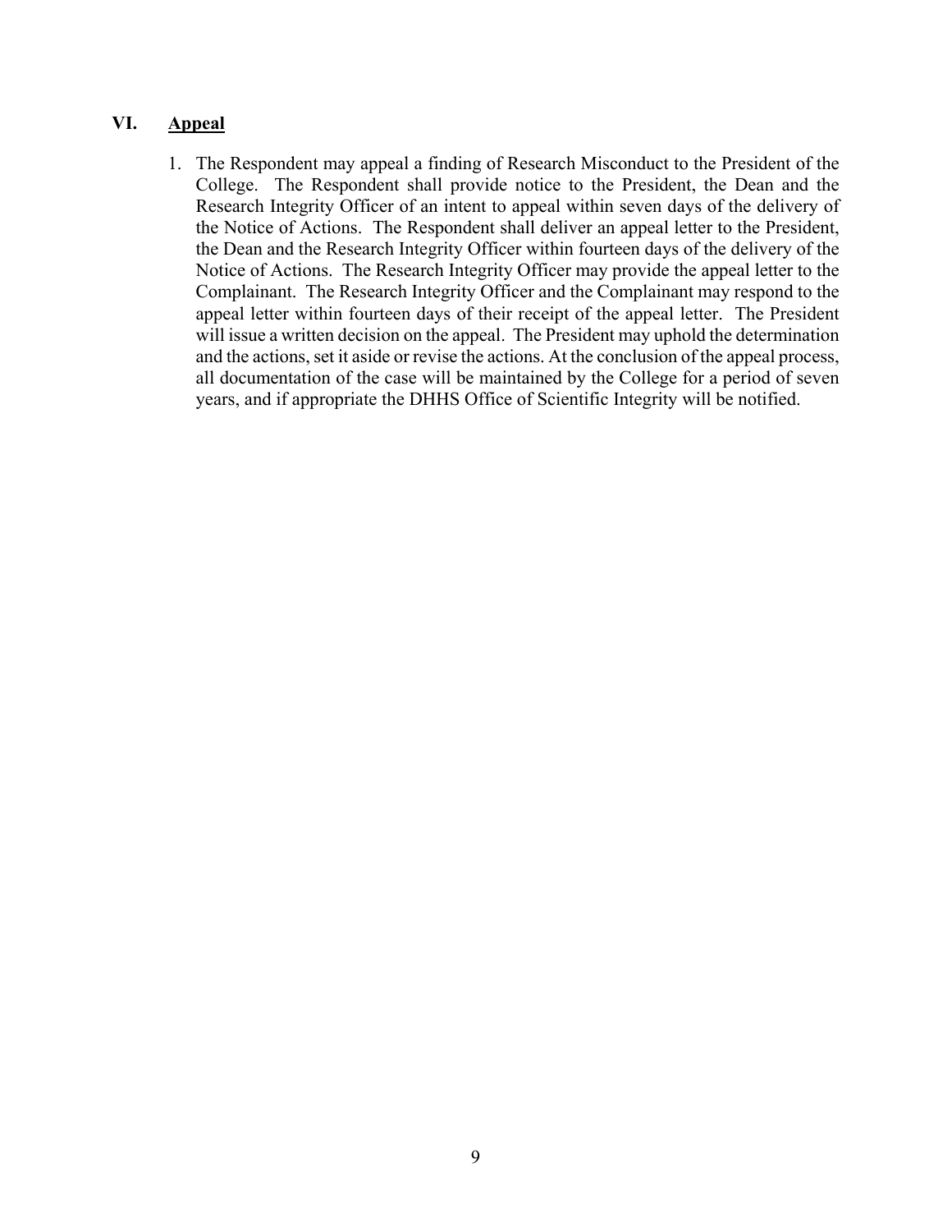## VI. Appeal

1. The Respondent may appeal a finding of Research Misconduct to the President of the College. The Respondent shall provide notice to the President, the Dean and the Research Integrity Officer of an intent to appeal within seven days of the delivery of the Notice of Actions. The Respondent shall deliver an appeal letter to the President, the Dean and the Research Integrity Officer within fourteen days of the delivery of the Notice of Actions. The Research Integrity Officer may provide the appeal letter to the Complainant. The Research Integrity Officer and the Complainant may respond to the appeal letter within fourteen days of their receipt of the appeal letter. The President will issue a written decision on the appeal. The President may uphold the determination and the actions, set it aside or revise the actions. At the conclusion of the appeal process, all documentation of the case will be maintained by the College for a period of seven years, and if appropriate the DHHS Office of Scientific Integrity will be notified.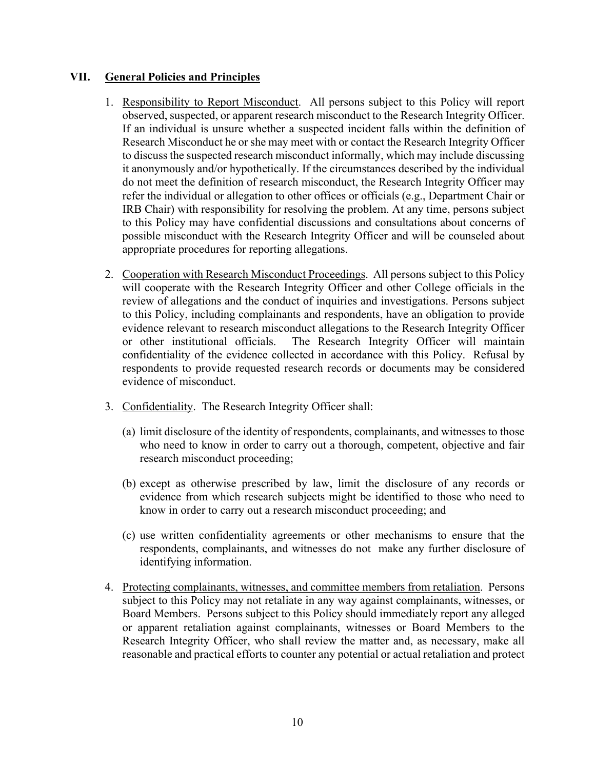## VII. General Policies and Principles

1. Responsibility to Report Misconduct. All persons subject to this Policy will report observed, suspected, or apparent research misconduct to the Research Integrity Officer. If an individual is unsure whether a suspected incident falls within the definition of Research Misconduct he or she may meet with or contact the Research Integrity Officer to discuss the suspected research misconduct informally, which may include discussing it anonymously and/or hypothetically. If the circumstances described by the individual do not meet the definition of research misconduct, the Research Integrity Officer may refer the individual or allegation to other offices or officials (e.g., Department Chair or IRB Chair) with responsibility for resolving the problem. At any time, persons subject to this Policy may have confidential discussions and consultations about concerns of possible misconduct with the Research Integrity Officer and will be counseled about appropriate procedures for reporting allegations.

2. Cooperation with Research Misconduct Proceedings. All persons subject to this Policy will cooperate with the Research Integrity Officer and other College officials in the review of allegations and the conduct of inquiries and investigations. Persons subject to this Policy, including complainants and respondents, have an obligation to provide evidence relevant to research misconduct allegations to the Research Integrity Officer or other institutional officials. The Research Integrity Officer will maintain confidentiality of the evidence collected in accordance with this Policy. Refusal by respondents to provide requested research records or documents may be considered evidence of misconduct.

3. Confidentiality. The Research Integrity Officer shall:

   (a) limit disclosure of the identity of respondents, complainants, and witnesses to those who need to know in order to carry out a thorough, competent, objective and fair research misconduct proceeding;

   (b) except as otherwise prescribed by law, limit the disclosure of any records or evidence from which research subjects might be identified to those who need to know in order to carry out a research misconduct proceeding; and

   (c) use written confidentiality agreements or other mechanisms to ensure that the respondents, complainants, and witnesses do not make any further disclosure of identifying information.

4. Protecting complainants, witnesses, and committee members from retaliation. Persons subject to this Policy may not retaliate in any way against complainants, witnesses, or Board Members. Persons subject to this Policy should immediately report any alleged or apparent retaliation against complainants, witnesses or Board Members to the Research Integrity Officer, who shall review the matter and, as necessary, make all reasonable and practical efforts to counter any potential or actual retaliation and protect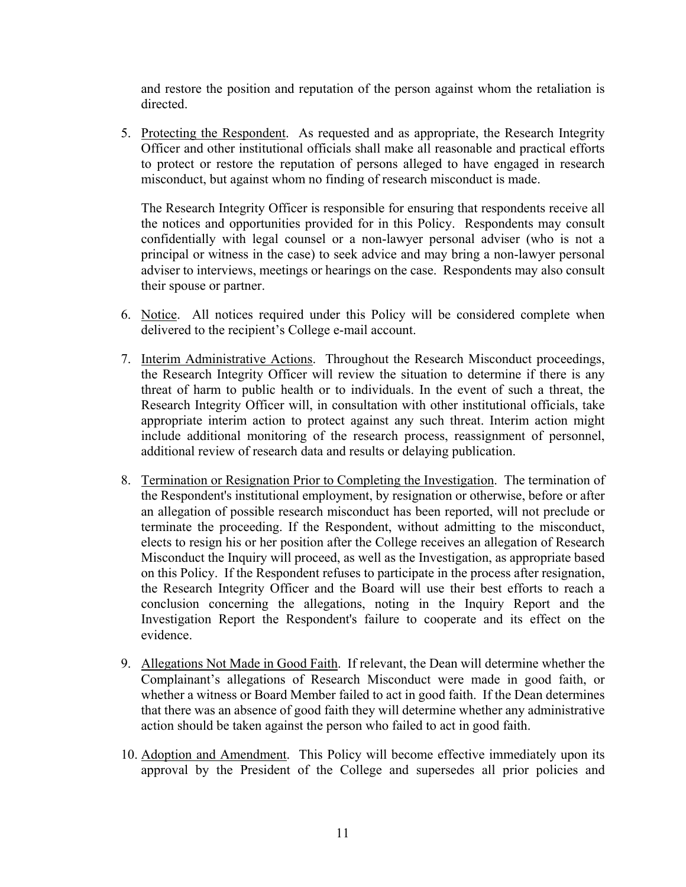and restore the position and reputation of the person against whom the retaliation is directed.

5. Protecting the Respondent. As requested and as appropriate, the Research Integrity Officer and other institutional officials shall make all reasonable and practical efforts to protect or restore the reputation of persons alleged to have engaged in research misconduct, but against whom no finding of research misconduct is made.

   The Research Integrity Officer is responsible for ensuring that respondents receive all the notices and opportunities provided for in this Policy. Respondents may consult confidentially with legal counsel or a non-lawyer personal adviser (who is not a principal or witness in the case) to seek advice and may bring a non-lawyer personal adviser to interviews, meetings or hearings on the case. Respondents may also consult their spouse or partner.

6. Notice. All notices required under this Policy will be considered complete when delivered to the recipient's College e-mail account.

7. Interim Administrative Actions. Throughout the Research Misconduct proceedings, the Research Integrity Officer will review the situation to determine if there is any threat of harm to public health or to individuals. In the event of such a threat, the Research Integrity Officer will, in consultation with other institutional officials, take appropriate interim action to protect against any such threat. Interim action might include additional monitoring of the research process, reassignment of personnel, additional review of research data and results or delaying publication.

8. Termination or Resignation Prior to Completing the Investigation. The termination of the Respondent's institutional employment, by resignation or otherwise, before or after an allegation of possible research misconduct has been reported, will not preclude or terminate the proceeding. If the Respondent, without admitting to the misconduct, elects to resign his or her position after the College receives an allegation of Research Misconduct the Inquiry will proceed, as well as the Investigation, as appropriate based on this Policy. If the Respondent refuses to participate in the process after resignation, the Research Integrity Officer and the Board will use their best efforts to reach a conclusion concerning the allegations, noting in the Inquiry Report and the Investigation Report the Respondent's failure to cooperate and its effect on the evidence.

9. Allegations Not Made in Good Faith. If relevant, the Dean will determine whether the Complainant's allegations of Research Misconduct were made in good faith, or whether a witness or Board Member failed to act in good faith. If the Dean determines that there was an absence of good faith they will determine whether any administrative action should be taken against the person who failed to act in good faith.

10. Adoption and Amendment. This Policy will become effective immediately upon its approval by the President of the College and supersedes all prior policies and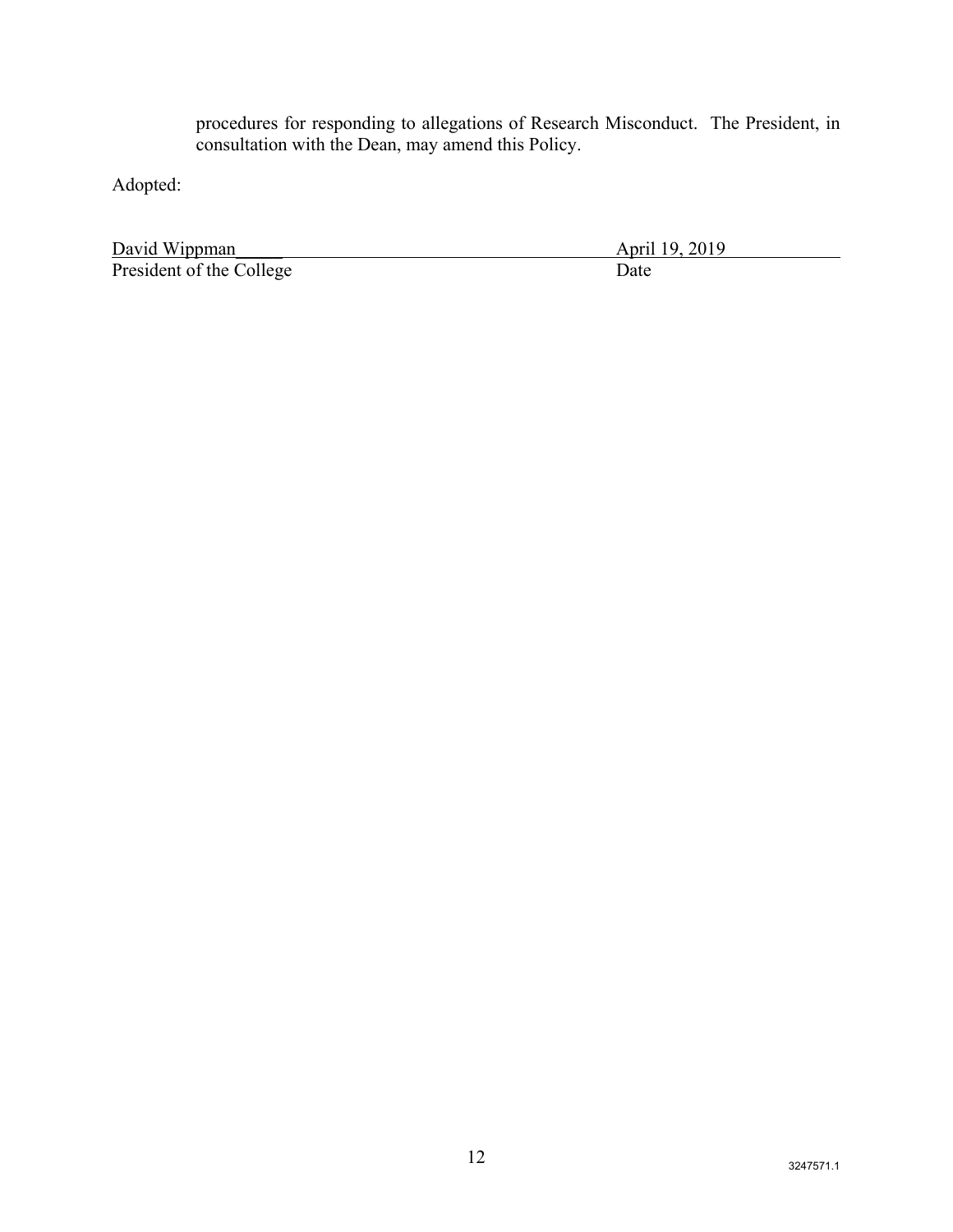procedures for responding to allegations of Research Misconduct. The President, in consultation with the Dean, may amend this Policy.

Adopted:

| | |
|---|---|
| David Wippman | April 19, 2019 |
| President of the College | Date |

3247571.1